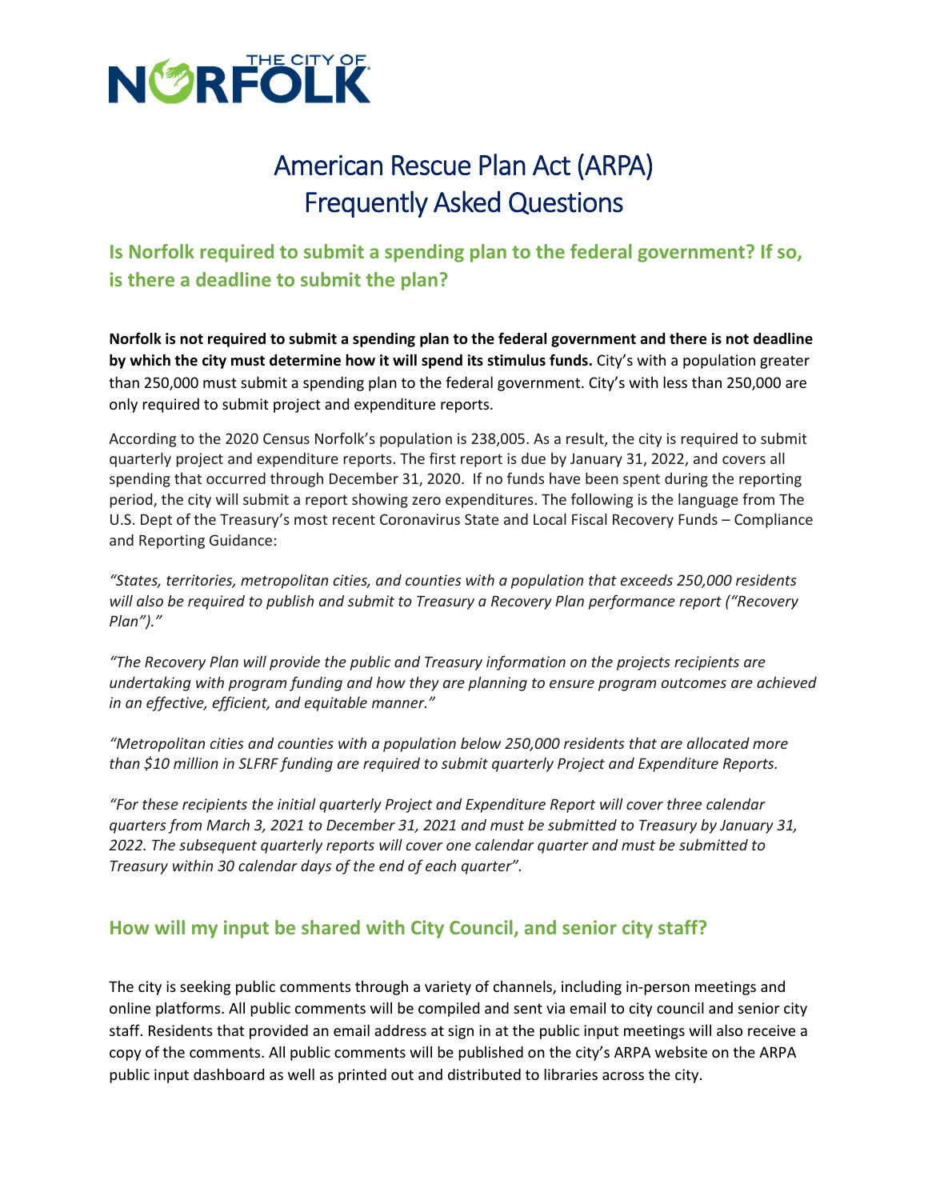# THE CITY OF NORFOLK

# American Rescue Plan Act (ARPA) Frequently Asked Questions

## Is Norfolk required to submit a spending plan to the federal government? If so, is there a deadline to submit the plan?

**Norfolk is not required to submit a spending plan to the federal government and there is not deadline by which the city must determine how it will spend its stimulus funds.** City's with a population greater than 250,000 must submit a spending plan to the federal government. City's with less than 250,000 are only required to submit project and expenditure reports.

According to the 2020 Census Norfolk's population is 238,005. As a result, the city is required to submit quarterly project and expenditure reports. The first report is due by January 31, 2022, and covers all spending that occurred through December 31, 2020. If no funds have been spent during the reporting period, the city will submit a report showing zero expenditures. The following is the language from The U.S. Dept of the Treasury's most recent Coronavirus State and Local Fiscal Recovery Funds – Compliance and Reporting Guidance:

*"States, territories, metropolitan cities, and counties with a population that exceeds 250,000 residents will also be required to publish and submit to Treasury a Recovery Plan performance report ("Recovery Plan")."*

*"The Recovery Plan will provide the public and Treasury information on the projects recipients are undertaking with program funding and how they are planning to ensure program outcomes are achieved in an effective, efficient, and equitable manner."*

*"Metropolitan cities and counties with a population below 250,000 residents that are allocated more than $10 million in SLFRF funding are required to submit quarterly Project and Expenditure Reports.*

*"For these recipients the initial quarterly Project and Expenditure Report will cover three calendar quarters from March 3, 2021 to December 31, 2021 and must be submitted to Treasury by January 31, 2022. The subsequent quarterly reports will cover one calendar quarter and must be submitted to Treasury within 30 calendar days of the end of each quarter".*

## How will my input be shared with City Council, and senior city staff?

The city is seeking public comments through a variety of channels, including in-person meetings and online platforms. All public comments will be compiled and sent via email to city council and senior city staff. Residents that provided an email address at sign in at the public input meetings will also receive a copy of the comments. All public comments will be published on the city's ARPA website on the ARPA public input dashboard as well as printed out and distributed to libraries across the city.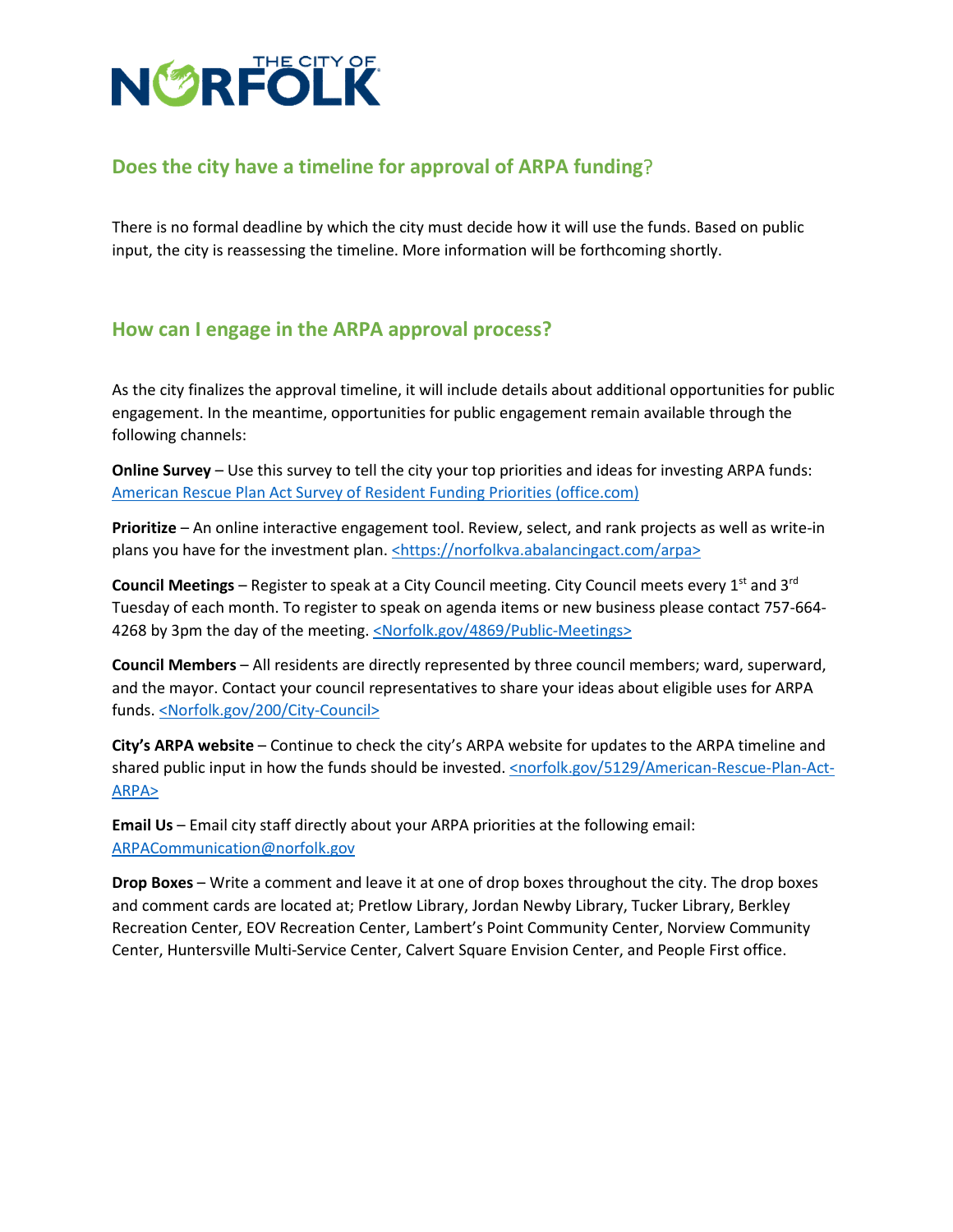THE CITY OF NORFOLK

## Does the city have a timeline for approval of ARPA funding?

There is no formal deadline by which the city must decide how it will use the funds. Based on public input, the city is reassessing the timeline. More information will be forthcoming shortly.

## How can I engage in the ARPA approval process?

As the city finalizes the approval timeline, it will include details about additional opportunities for public engagement. In the meantime, opportunities for public engagement remain available through the following channels:

**Online Survey** – Use this survey to tell the city your top priorities and ideas for investing ARPA funds: [American Rescue Plan Act Survey of Resident Funding Priorities (office.com)]

**Prioritize** – An online interactive engagement tool. Review, select, and rank projects as well as write-in plans you have for the investment plan. <https://norfolkva.abalancingact.com/arpa>

**Council Meetings** – Register to speak at a City Council meeting. City Council meets every 1st and 3rd Tuesday of each month. To register to speak on agenda items or new business please contact 757-664-4268 by 3pm the day of the meeting. <Norfolk.gov/4869/Public-Meetings>

**Council Members** – All residents are directly represented by three council members; ward, superward, and the mayor. Contact your council representatives to share your ideas about eligible uses for ARPA funds. <Norfolk.gov/200/City-Council>

**City's ARPA website** – Continue to check the city's ARPA website for updates to the ARPA timeline and shared public input in how the funds should be invested. <norfolk.gov/5129/American-Rescue-Plan-Act-ARPA>

**Email Us** – Email city staff directly about your ARPA priorities at the following email: ARPACommunication@norfolk.gov

**Drop Boxes** – Write a comment and leave it at one of drop boxes throughout the city. The drop boxes and comment cards are located at; Pretlow Library, Jordan Newby Library, Tucker Library, Berkley Recreation Center, EOV Recreation Center, Lambert's Point Community Center, Norview Community Center, Huntersville Multi-Service Center, Calvert Square Envision Center, and People First office.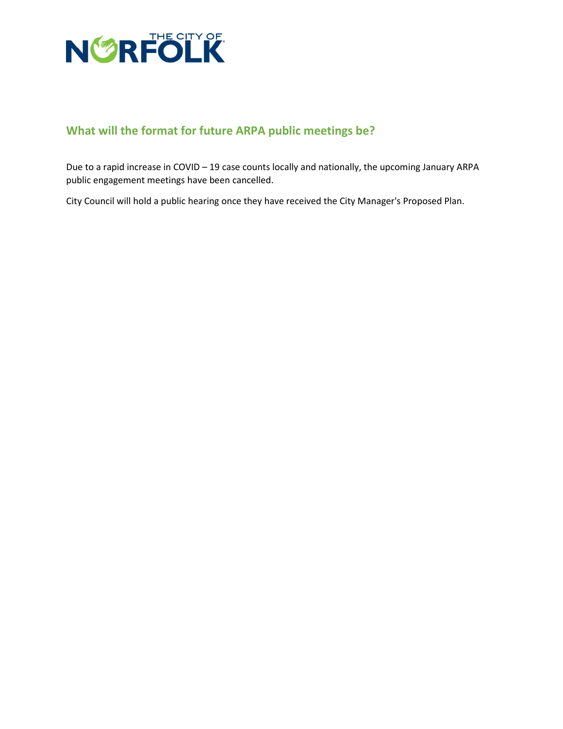## What will the format for future ARPA public meetings be?

Due to a rapid increase in COVID – 19 case counts locally and nationally, the upcoming January ARPA public engagement meetings have been cancelled.

City Council will hold a public hearing once they have received the City Manager's Proposed Plan.